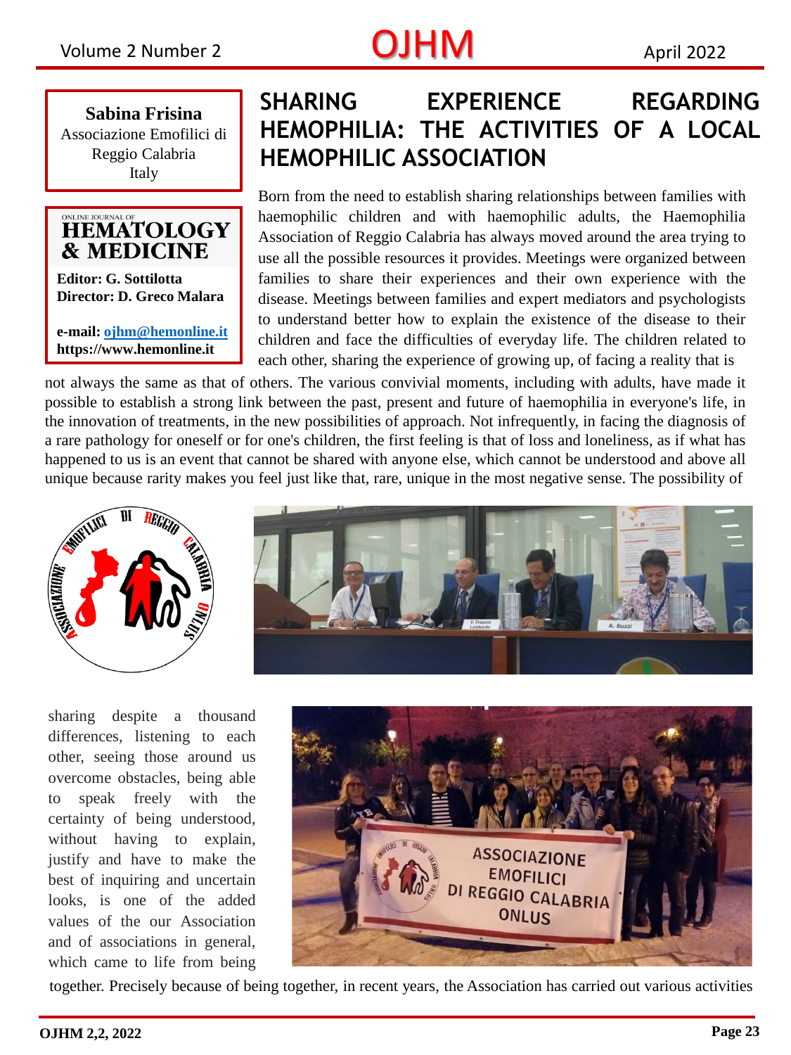**Sabina Frisina**
Associazione Emofilici di Reggio Calabria
Italy

# SHARING EXPERIENCE REGARDING HEMOPHILIA: THE ACTIVITIES OF A LOCAL HEMOPHILIC ASSOCIATION

Born from the need to establish sharing relationships between families with haemophilic children and with haemophilic adults, the Haemophilia Association of Reggio Calabria has always moved around the area trying to use all the possible resources it provides. Meetings were organized between families to share their experiences and their own experience with the disease. Meetings between families and expert mediators and psychologists to understand better how to explain the existence of the disease to their children and face the difficulties of everyday life. The children related to each other, sharing the experience of growing up, of facing a reality that is not always the same as that of others. The various convivial moments, including with adults, have made it possible to establish a strong link between the past, present and future of haemophilia in everyone's life, in the innovation of treatments, in the new possibilities of approach. Not infrequently, in facing the diagnosis of a rare pathology for oneself or for one's children, the first feeling is that of loss and loneliness, as if what has happened to us is an event that cannot be shared with anyone else, which cannot be understood and above all unique because rarity makes you feel just like that, rare, unique in the most negative sense. The possibility of sharing despite a thousand differences, listening to each other, seeing those around us overcome obstacles, being able to speak freely with the certainty of being understood, without having to explain, justify and have to make the best of inquiring and uncertain looks, is one of the added values of the our Association and of associations in general, which came to life from being together. Precisely because of being together, in recent years, the Association has carried out various activities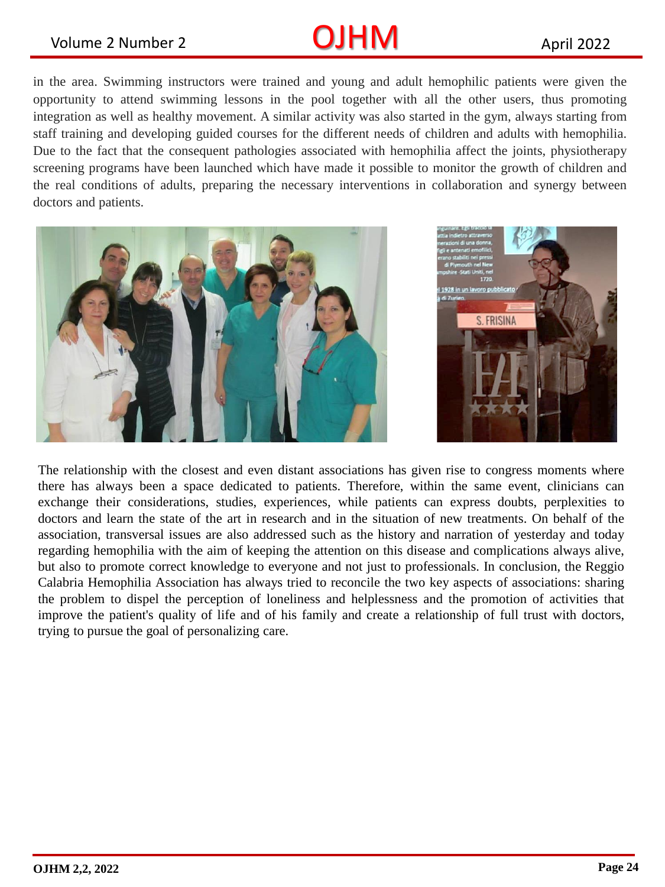in the area. Swimming instructors were trained and young and adult hemophilic patients were given the opportunity to attend swimming lessons in the pool together with all the other users, thus promoting integration as well as healthy movement. A similar activity was also started in the gym, always starting from staff training and developing guided courses for the different needs of children and adults with hemophilia. Due to the fact that the consequent pathologies associated with hemophilia affect the joints, physiotherapy screening programs have been launched which have made it possible to monitor the growth of children and the real conditions of adults, preparing the necessary interventions in collaboration and synergy between doctors and patients.

The relationship with the closest and even distant associations has given rise to congress moments where there has always been a space dedicated to patients. Therefore, within the same event, clinicians can exchange their considerations, studies, experiences, while patients can express doubts, perplexities to doctors and learn the state of the art in research and in the situation of new treatments. On behalf of the association, transversal issues are also addressed such as the history and narration of yesterday and today regarding hemophilia with the aim of keeping the attention on this disease and complications always alive, but also to promote correct knowledge to everyone and not just to professionals. In conclusion, the Reggio Calabria Hemophilia Association has always tried to reconcile the two key aspects of associations: sharing the problem to dispel the perception of loneliness and helplessness and the promotion of activities that improve the patient's quality of life and of his family and create a relationship of full trust with doctors, trying to pursue the goal of personalizing care.